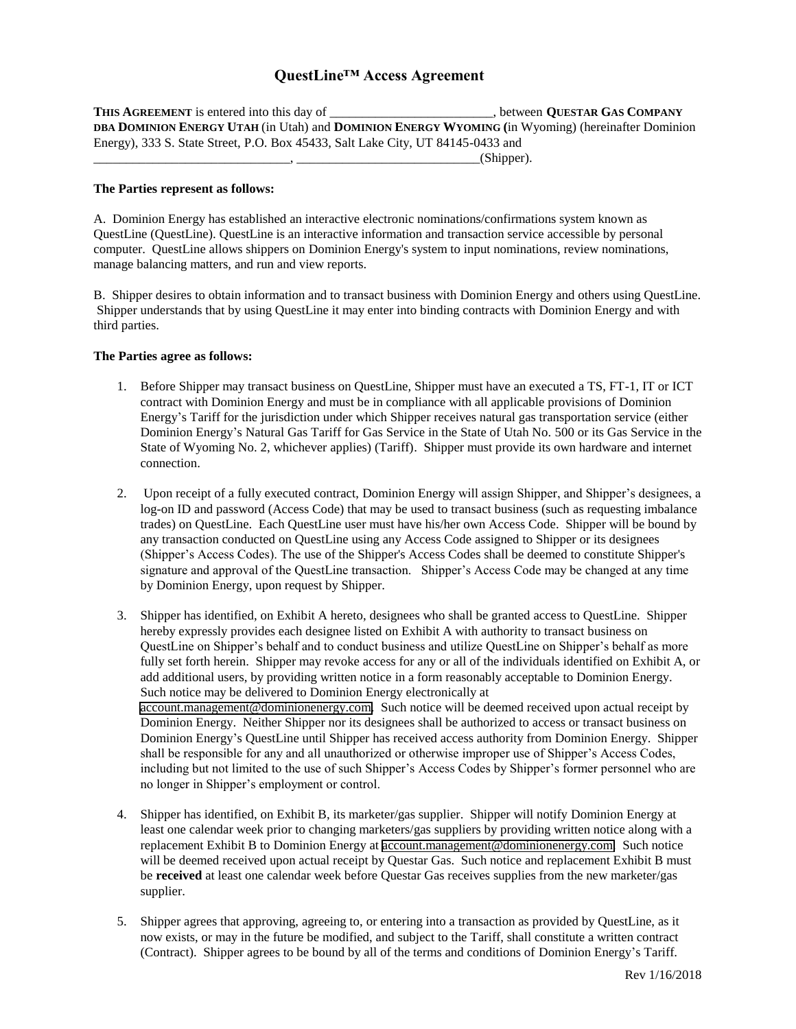# QuestLine™ Access Agreement

**THIS AGREEMENT** is entered into this day of ________________________, between **QUESTAR GAS COMPANY DBA DOMINION ENERGY UTAH** (in Utah) and **DOMINION ENERGY WYOMING (**in Wyoming) (hereinafter Dominion Energy), 333 S. State Street, P.O. Box 45433, Salt Lake City, UT 84145-0433 and ______________________________, ___________________________(Shipper).

**The Parties represent as follows:**

A. Dominion Energy has established an interactive electronic nominations/confirmations system known as QuestLine (QuestLine). QuestLine is an interactive information and transaction service accessible by personal computer. QuestLine allows shippers on Dominion Energy's system to input nominations, review nominations, manage balancing matters, and run and view reports.

B. Shipper desires to obtain information and to transact business with Dominion Energy and others using QuestLine. Shipper understands that by using QuestLine it may enter into binding contracts with Dominion Energy and with third parties.

**The Parties agree as follows:**

1. Before Shipper may transact business on QuestLine, Shipper must have an executed a TS, FT-1, IT or ICT contract with Dominion Energy and must be in compliance with all applicable provisions of Dominion Energy's Tariff for the jurisdiction under which Shipper receives natural gas transportation service (either Dominion Energy's Natural Gas Tariff for Gas Service in the State of Utah No. 500 or its Gas Service in the State of Wyoming No. 2, whichever applies) (Tariff). Shipper must provide its own hardware and internet connection.

2. Upon receipt of a fully executed contract, Dominion Energy will assign Shipper, and Shipper's designees, a log-on ID and password (Access Code) that may be used to transact business (such as requesting imbalance trades) on QuestLine. Each QuestLine user must have his/her own Access Code. Shipper will be bound by any transaction conducted on QuestLine using any Access Code assigned to Shipper or its designees (Shipper's Access Codes). The use of the Shipper's Access Codes shall be deemed to constitute Shipper's signature and approval of the QuestLine transaction. Shipper's Access Code may be changed at any time by Dominion Energy, upon request by Shipper.

3. Shipper has identified, on Exhibit A hereto, designees who shall be granted access to QuestLine. Shipper hereby expressly provides each designee listed on Exhibit A with authority to transact business on QuestLine on Shipper's behalf and to conduct business and utilize QuestLine on Shipper's behalf as more fully set forth herein. Shipper may revoke access for any or all of the individuals identified on Exhibit A, or add additional users, by providing written notice in a form reasonably acceptable to Dominion Energy. Such notice may be delivered to Dominion Energy electronically at account.management@dominionenergy.com. Such notice will be deemed received upon actual receipt by Dominion Energy. Neither Shipper nor its designees shall be authorized to access or transact business on Dominion Energy's QuestLine until Shipper has received access authority from Dominion Energy. Shipper shall be responsible for any and all unauthorized or otherwise improper use of Shipper's Access Codes, including but not limited to the use of such Shipper's Access Codes by Shipper's former personnel who are no longer in Shipper's employment or control.

4. Shipper has identified, on Exhibit B, its marketer/gas supplier. Shipper will notify Dominion Energy at least one calendar week prior to changing marketers/gas suppliers by providing written notice along with a replacement Exhibit B to Dominion Energy at account.management@dominionenergy.com. Such notice will be deemed received upon actual receipt by Questar Gas. Such notice and replacement Exhibit B must be **received** at least one calendar week before Questar Gas receives supplies from the new marketer/gas supplier.

5. Shipper agrees that approving, agreeing to, or entering into a transaction as provided by QuestLine, as it now exists, or may in the future be modified, and subject to the Tariff, shall constitute a written contract (Contract). Shipper agrees to be bound by all of the terms and conditions of Dominion Energy's Tariff.

Rev 1/16/2018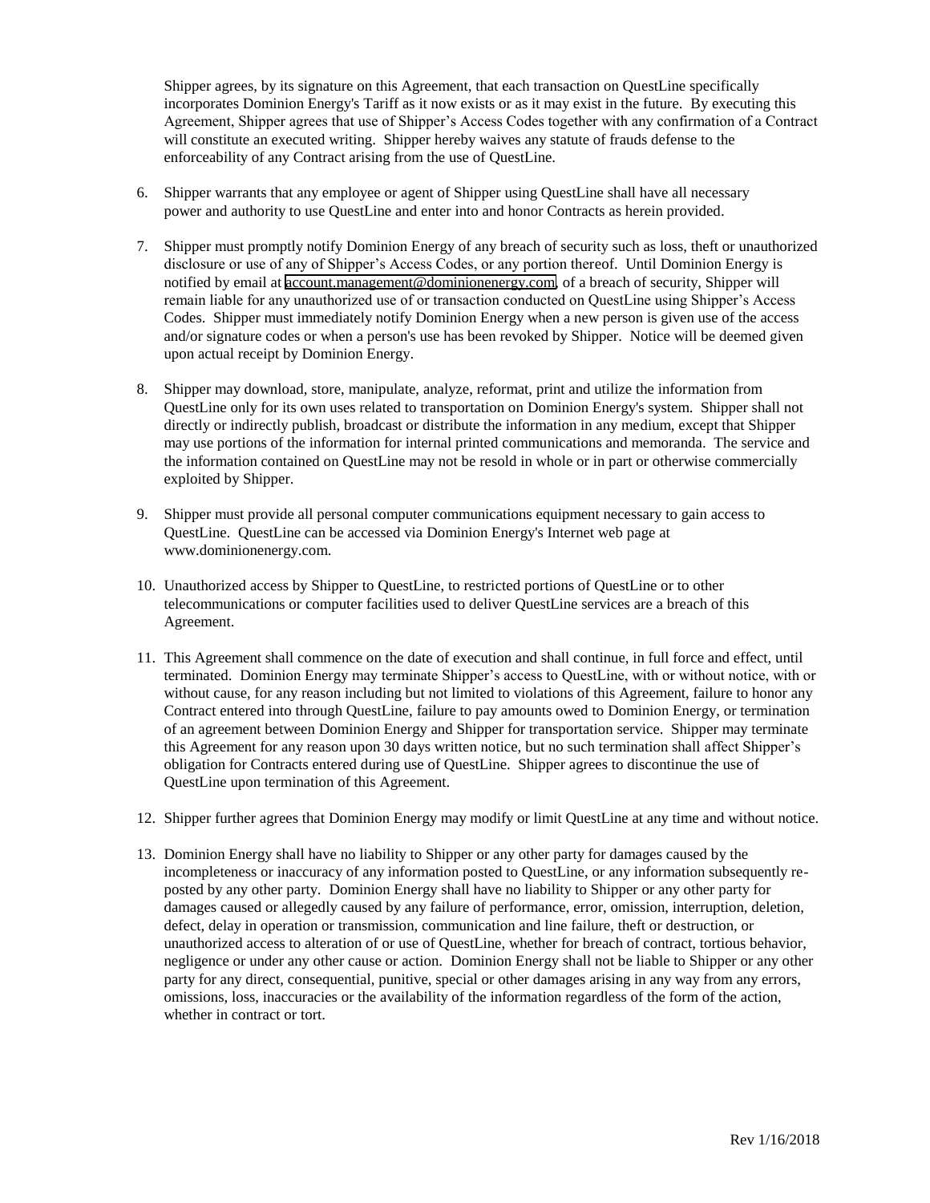Shipper agrees, by its signature on this Agreement, that each transaction on QuestLine specifically incorporates Dominion Energy's Tariff as it now exists or as it may exist in the future. By executing this Agreement, Shipper agrees that use of Shipper's Access Codes together with any confirmation of a Contract will constitute an executed writing. Shipper hereby waives any statute of frauds defense to the enforceability of any Contract arising from the use of QuestLine.

6. Shipper warrants that any employee or agent of Shipper using QuestLine shall have all necessary power and authority to use QuestLine and enter into and honor Contracts as herein provided.

7. Shipper must promptly notify Dominion Energy of any breach of security such as loss, theft or unauthorized disclosure or use of any of Shipper's Access Codes, or any portion thereof. Until Dominion Energy is notified by email at account.management@dominionenergy.com, of a breach of security, Shipper will remain liable for any unauthorized use of or transaction conducted on QuestLine using Shipper's Access Codes. Shipper must immediately notify Dominion Energy when a new person is given use of the access and/or signature codes or when a person's use has been revoked by Shipper. Notice will be deemed given upon actual receipt by Dominion Energy.

8. Shipper may download, store, manipulate, analyze, reformat, print and utilize the information from QuestLine only for its own uses related to transportation on Dominion Energy's system. Shipper shall not directly or indirectly publish, broadcast or distribute the information in any medium, except that Shipper may use portions of the information for internal printed communications and memoranda. The service and the information contained on QuestLine may not be resold in whole or in part or otherwise commercially exploited by Shipper.

9. Shipper must provide all personal computer communications equipment necessary to gain access to QuestLine. QuestLine can be accessed via Dominion Energy's Internet web page at www.dominionenergy.com.

10. Unauthorized access by Shipper to QuestLine, to restricted portions of QuestLine or to other telecommunications or computer facilities used to deliver QuestLine services are a breach of this Agreement.

11. This Agreement shall commence on the date of execution and shall continue, in full force and effect, until terminated. Dominion Energy may terminate Shipper's access to QuestLine, with or without notice, with or without cause, for any reason including but not limited to violations of this Agreement, failure to honor any Contract entered into through QuestLine, failure to pay amounts owed to Dominion Energy, or termination of an agreement between Dominion Energy and Shipper for transportation service. Shipper may terminate this Agreement for any reason upon 30 days written notice, but no such termination shall affect Shipper's obligation for Contracts entered during use of QuestLine. Shipper agrees to discontinue the use of QuestLine upon termination of this Agreement.

12. Shipper further agrees that Dominion Energy may modify or limit QuestLine at any time and without notice.

13. Dominion Energy shall have no liability to Shipper or any other party for damages caused by the incompleteness or inaccuracy of any information posted to QuestLine, or any information subsequently re-posted by any other party. Dominion Energy shall have no liability to Shipper or any other party for damages caused or allegedly caused by any failure of performance, error, omission, interruption, deletion, defect, delay in operation or transmission, communication and line failure, theft or destruction, or unauthorized access to alteration of or use of QuestLine, whether for breach of contract, tortious behavior, negligence or under any other cause or action. Dominion Energy shall not be liable to Shipper or any other party for any direct, consequential, punitive, special or other damages arising in any way from any errors, omissions, loss, inaccuracies or the availability of the information regardless of the form of the action, whether in contract or tort.

Rev 1/16/2018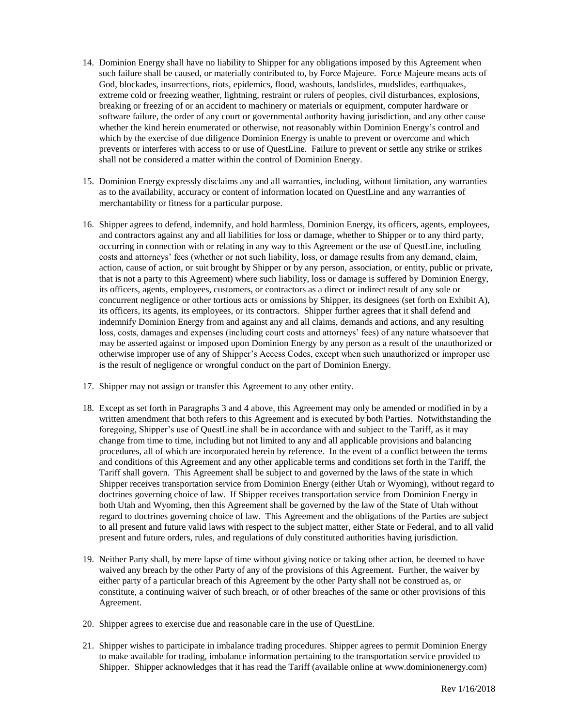14. Dominion Energy shall have no liability to Shipper for any obligations imposed by this Agreement when such failure shall be caused, or materially contributed to, by Force Majeure. Force Majeure means acts of God, blockades, insurrections, riots, epidemics, flood, washouts, landslides, mudslides, earthquakes, extreme cold or freezing weather, lightning, restraint or rulers of peoples, civil disturbances, explosions, breaking or freezing of or an accident to machinery or materials or equipment, computer hardware or software failure, the order of any court or governmental authority having jurisdiction, and any other cause whether the kind herein enumerated or otherwise, not reasonably within Dominion Energy's control and which by the exercise of due diligence Dominion Energy is unable to prevent or overcome and which prevents or interferes with access to or use of QuestLine. Failure to prevent or settle any strike or strikes shall not be considered a matter within the control of Dominion Energy.

15. Dominion Energy expressly disclaims any and all warranties, including, without limitation, any warranties as to the availability, accuracy or content of information located on QuestLine and any warranties of merchantability or fitness for a particular purpose.

16. Shipper agrees to defend, indemnify, and hold harmless, Dominion Energy, its officers, agents, employees, and contractors against any and all liabilities for loss or damage, whether to Shipper or to any third party, occurring in connection with or relating in any way to this Agreement or the use of QuestLine, including costs and attorneys' fees (whether or not such liability, loss, or damage results from any demand, claim, action, cause of action, or suit brought by Shipper or by any person, association, or entity, public or private, that is not a party to this Agreement) where such liability, loss or damage is suffered by Dominion Energy, its officers, agents, employees, customers, or contractors as a direct or indirect result of any sole or concurrent negligence or other tortious acts or omissions by Shipper, its designees (set forth on Exhibit A), its officers, its agents, its employees, or its contractors. Shipper further agrees that it shall defend and indemnify Dominion Energy from and against any and all claims, demands and actions, and any resulting loss, costs, damages and expenses (including court costs and attorneys' fees) of any nature whatsoever that may be asserted against or imposed upon Dominion Energy by any person as a result of the unauthorized or otherwise improper use of any of Shipper's Access Codes, except when such unauthorized or improper use is the result of negligence or wrongful conduct on the part of Dominion Energy.

17. Shipper may not assign or transfer this Agreement to any other entity.

18. Except as set forth in Paragraphs 3 and 4 above, this Agreement may only be amended or modified in by a written amendment that both refers to this Agreement and is executed by both Parties. Notwithstanding the foregoing, Shipper's use of QuestLine shall be in accordance with and subject to the Tariff, as it may change from time to time, including but not limited to any and all applicable provisions and balancing procedures, all of which are incorporated herein by reference. In the event of a conflict between the terms and conditions of this Agreement and any other applicable terms and conditions set forth in the Tariff, the Tariff shall govern. This Agreement shall be subject to and governed by the laws of the state in which Shipper receives transportation service from Dominion Energy (either Utah or Wyoming), without regard to doctrines governing choice of law. If Shipper receives transportation service from Dominion Energy in both Utah and Wyoming, then this Agreement shall be governed by the law of the State of Utah without regard to doctrines governing choice of law. This Agreement and the obligations of the Parties are subject to all present and future valid laws with respect to the subject matter, either State or Federal, and to all valid present and future orders, rules, and regulations of duly constituted authorities having jurisdiction.

19. Neither Party shall, by mere lapse of time without giving notice or taking other action, be deemed to have waived any breach by the other Party of any of the provisions of this Agreement. Further, the waiver by either party of a particular breach of this Agreement by the other Party shall not be construed as, or constitute, a continuing waiver of such breach, or of other breaches of the same or other provisions of this Agreement.

20. Shipper agrees to exercise due and reasonable care in the use of QuestLine.

21. Shipper wishes to participate in imbalance trading procedures. Shipper agrees to permit Dominion Energy to make available for trading, imbalance information pertaining to the transportation service provided to Shipper. Shipper acknowledges that it has read the Tariff (available online at www.dominionenergy.com)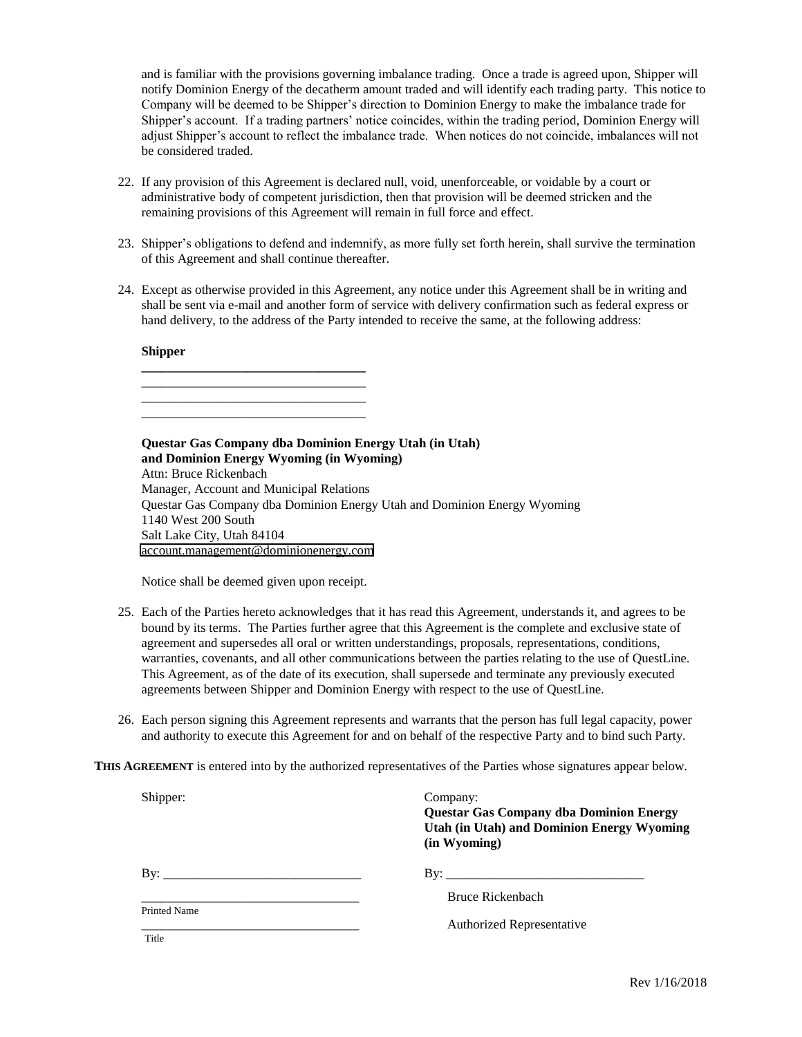and is familiar with the provisions governing imbalance trading. Once a trade is agreed upon, Shipper will notify Dominion Energy of the decatherm amount traded and will identify each trading party. This notice to Company will be deemed to be Shipper's direction to Dominion Energy to make the imbalance trade for Shipper's account. If a trading partners' notice coincides, within the trading period, Dominion Energy will adjust Shipper's account to reflect the imbalance trade. When notices do not coincide, imbalances will not be considered traded.

22. If any provision of this Agreement is declared null, void, unenforceable, or voidable by a court or administrative body of competent jurisdiction, then that provision will be deemed stricken and the remaining provisions of this Agreement will remain in full force and effect.

23. Shipper's obligations to defend and indemnify, as more fully set forth herein, shall survive the termination of this Agreement and shall continue thereafter.

24. Except as otherwise provided in this Agreement, any notice under this Agreement shall be in writing and shall be sent via e-mail and another form of service with delivery confirmation such as federal express or hand delivery, to the address of the Party intended to receive the same, at the following address:

    **Shipper**
    ___________________________________
    ___________________________________
    ___________________________________
    ___________________________________

    **Questar Gas Company dba Dominion Energy Utah (in Utah)**
    **and Dominion Energy Wyoming (in Wyoming)**
    Attn: Bruce Rickenbach
    Manager, Account and Municipal Relations
    Questar Gas Company dba Dominion Energy Utah and Dominion Energy Wyoming
    1140 West 200 South
    Salt Lake City, Utah 84104
    account.management@dominionenergy.com

    Notice shall be deemed given upon receipt.

25. Each of the Parties hereto acknowledges that it has read this Agreement, understands it, and agrees to be bound by its terms. The Parties further agree that this Agreement is the complete and exclusive state of agreement and supersedes all oral or written understandings, proposals, representations, conditions, warranties, covenants, and all other communications between the parties relating to the use of QuestLine. This Agreement, as of the date of its execution, shall supersede and terminate any previously executed agreements between Shipper and Dominion Energy with respect to the use of QuestLine.

26. Each person signing this Agreement represents and warrants that the person has full legal capacity, power and authority to execute this Agreement for and on behalf of the respective Party and to bind such Party.

**THIS AGREEMENT** is entered into by the authorized representatives of the Parties whose signatures appear below.

| Shipper: | Company: **Questar Gas Company dba Dominion Energy Utah (in Utah) and Dominion Energy Wyoming (in Wyoming)** |
|---|---|
| By: ______________________________ | By: ______________________________ |
| ______________________________ Printed Name | Bruce Rickenbach |
| ______________________________ Title | Authorized Representative |

Rev 1/16/2018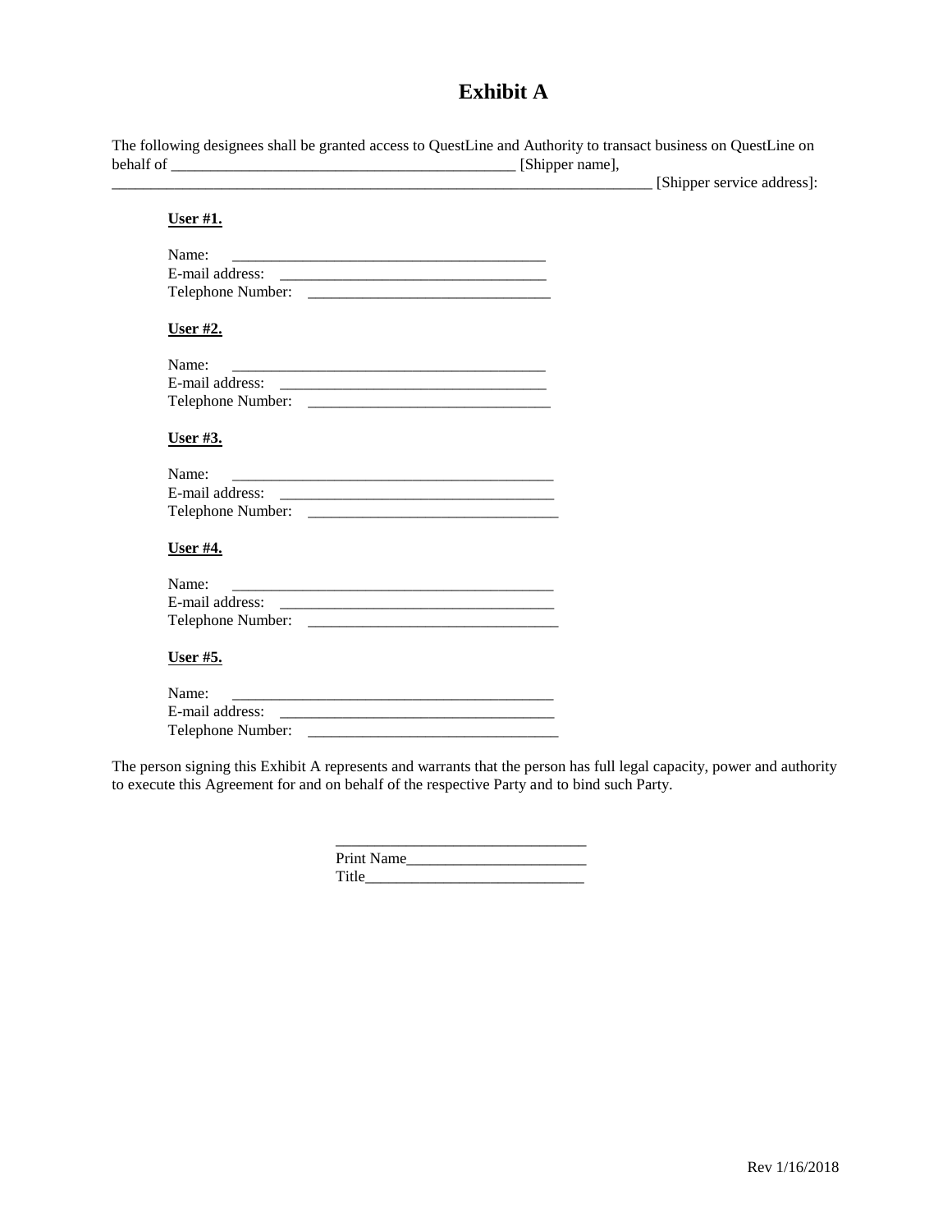# Exhibit A

The following designees shall be granted access to QuestLine and Authority to transact business on QuestLine on behalf of ______________________________________________ [Shipper name], ________________________________________________________________________ [Shipper service address]:

**User #1.**

Name: ________________________________________
E-mail address: __________________________________
Telephone Number: ______________________________

**User #2.**

Name: ________________________________________
E-mail address: __________________________________
Telephone Number: ______________________________

**User #3.**

Name: ________________________________________
E-mail address: __________________________________
Telephone Number: ______________________________

**User #4.**

Name: ________________________________________
E-mail address: __________________________________
Telephone Number: ______________________________

**User #5.**

Name: ________________________________________
E-mail address: __________________________________
Telephone Number: ______________________________

The person signing this Exhibit A represents and warrants that the person has full legal capacity, power and authority to execute this Agreement for and on behalf of the respective Party and to bind such Party.

________________________________
Print Name______________________
Title___________________________

Rev 1/16/2018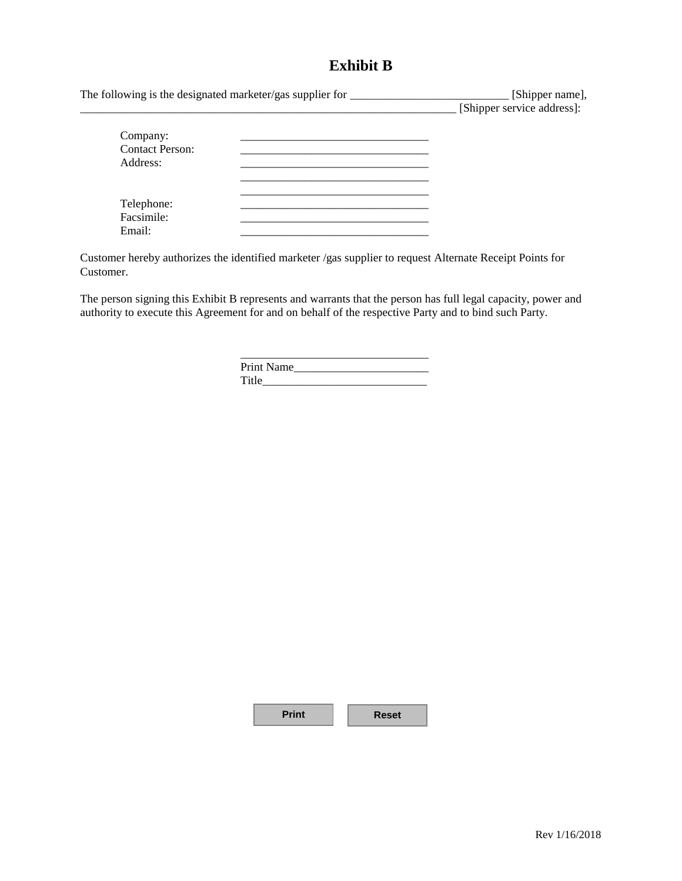# Exhibit B

The following is the designated marketer/gas supplier for ___________________________ [Shipper name], _________________________________________________________________ [Shipper service address]:

Company: ________________________________

Contact Person: ________________________________

Address: ________________________________

________________________________

________________________________

Telephone: ________________________________

Facsimile: ________________________________

Email: ________________________________

Customer hereby authorizes the identified marketer /gas supplier to request Alternate Receipt Points for Customer.

The person signing this Exhibit B represents and warrants that the person has full legal capacity, power and authority to execute this Agreement for and on behalf of the respective Party and to bind such Party.

________________________________

Print Name_______________________

Title____________________________

Print Reset

Rev 1/16/2018